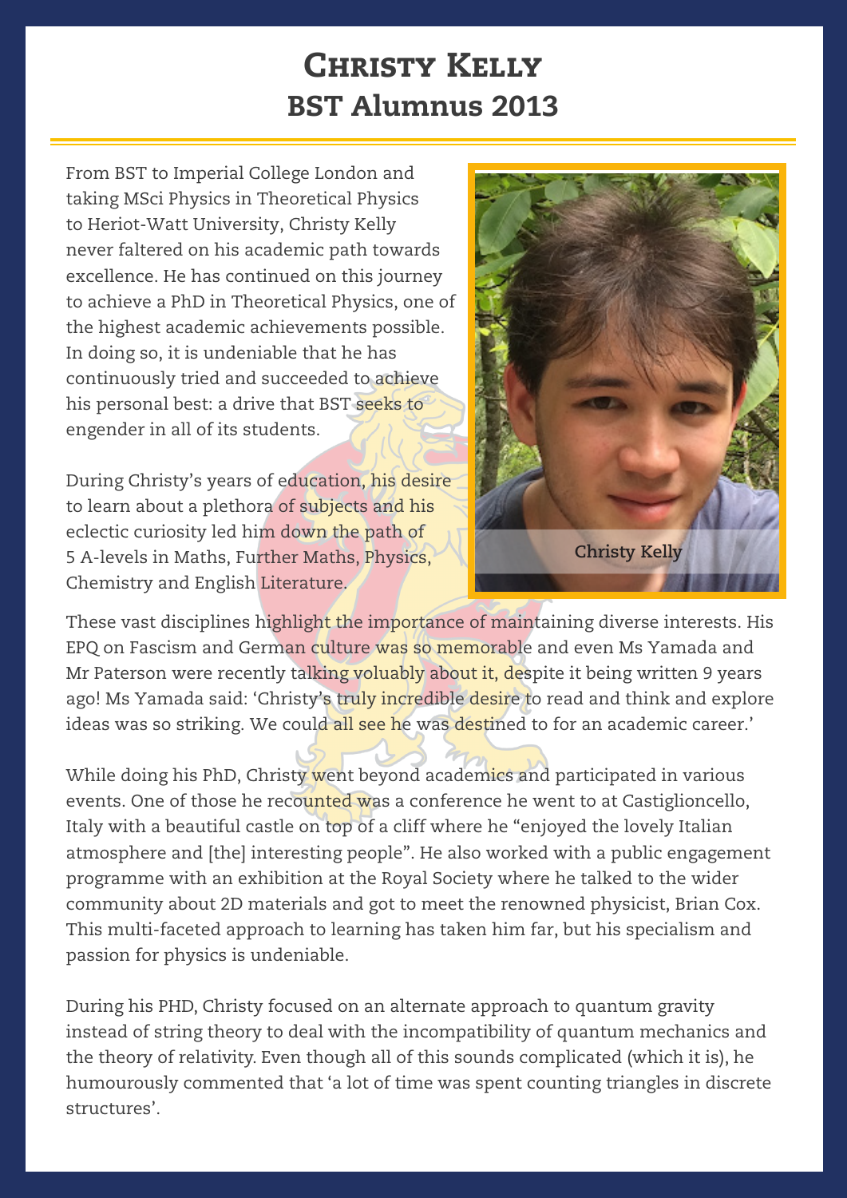# Christy Kelly
## BST Alumnus 2013

From BST to Imperial College London and taking MSci Physics in Theoretical Physics to Heriot-Watt University, Christy Kelly never faltered on his academic path towards excellence. He has continued on this journey to achieve a PhD in Theoretical Physics, one of the highest academic achievements possible. In doing so, it is undeniable that he has continuously tried and succeeded to achieve his personal best: a drive that BST seeks to engender in all of its students.

During Christy's years of education, his desire to learn about a plethora of subjects and his eclectic curiosity led him down the path of 5 A-levels in Maths, Further Maths, Physics, Chemistry and English Literature.

Christy Kelly

These vast disciplines highlight the importance of maintaining diverse interests. His EPQ on Fascism and German culture was so memorable and even Ms Yamada and Mr Paterson were recently talking voluably about it, despite it being written 9 years ago! Ms Yamada said: 'Christy's truly incredible desire to read and think and explore ideas was so striking. We could all see he was destined to for an academic career.'

While doing his PhD, Christy went beyond academics and participated in various events. One of those he recounted was a conference he went to at Castiglioncello, Italy with a beautiful castle on top of a cliff where he "enjoyed the lovely Italian atmosphere and [the] interesting people". He also worked with a public engagement programme with an exhibition at the Royal Society where he talked to the wider community about 2D materials and got to meet the renowned physicist, Brian Cox. This multi-faceted approach to learning has taken him far, but his specialism and passion for physics is undeniable.

During his PHD, Christy focused on an alternate approach to quantum gravity instead of string theory to deal with the incompatibility of quantum mechanics and the theory of relativity. Even though all of this sounds complicated (which it is), he humourously commented that 'a lot of time was spent counting triangles in discrete structures'.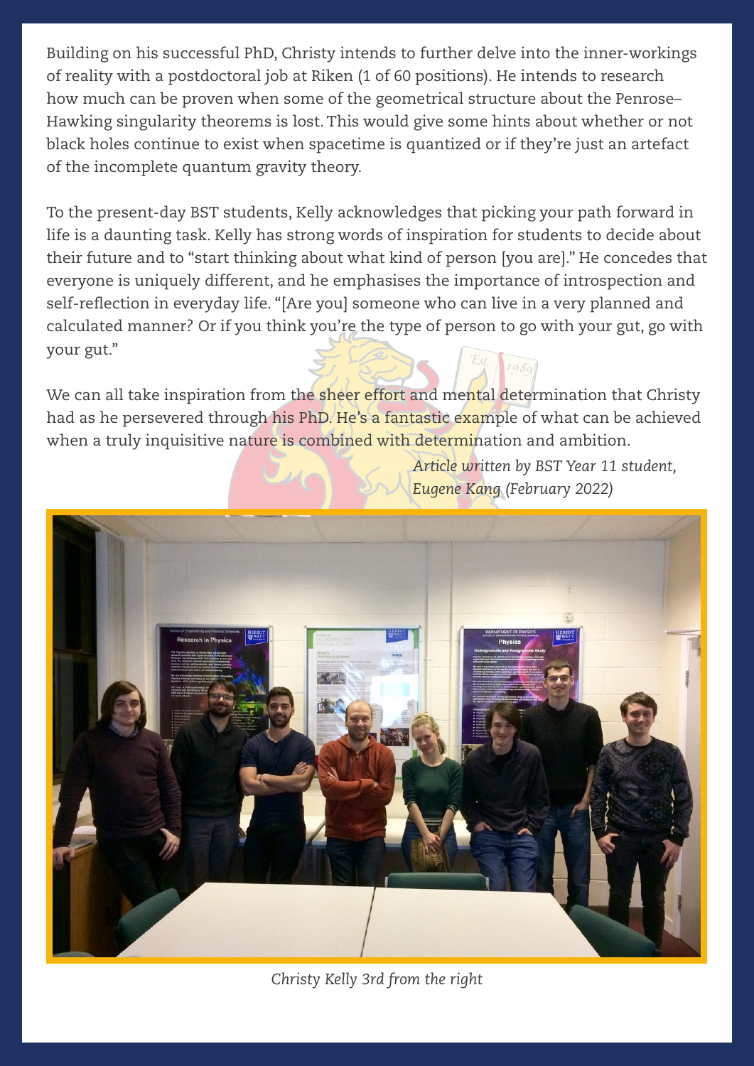Building on his successful PhD, Christy intends to further delve into the inner-workings of reality with a postdoctoral job at Riken (1 of 60 positions). He intends to research how much can be proven when some of the geometrical structure about the Penrose–Hawking singularity theorems is lost. This would give some hints about whether or not black holes continue to exist when spacetime is quantized or if they're just an artefact of the incomplete quantum gravity theory.

To the present-day BST students, Kelly acknowledges that picking your path forward in life is a daunting task. Kelly has strong words of inspiration for students to decide about their future and to "start thinking about what kind of person [you are]." He concedes that everyone is uniquely different, and he emphasises the importance of introspection and self-reflection in everyday life. "[Are you] someone who can live in a very planned and calculated manner? Or if you think you're the type of person to go with your gut, go with your gut."

We can all take inspiration from the sheer effort and mental determination that Christy had as he persevered through his PhD. He's a fantastic example of what can be achieved when a truly inquisitive nature is combined with determination and ambition.

*Article written by BST Year 11 student, Eugene Kang (February 2022)*

*Christy Kelly 3rd from the right*